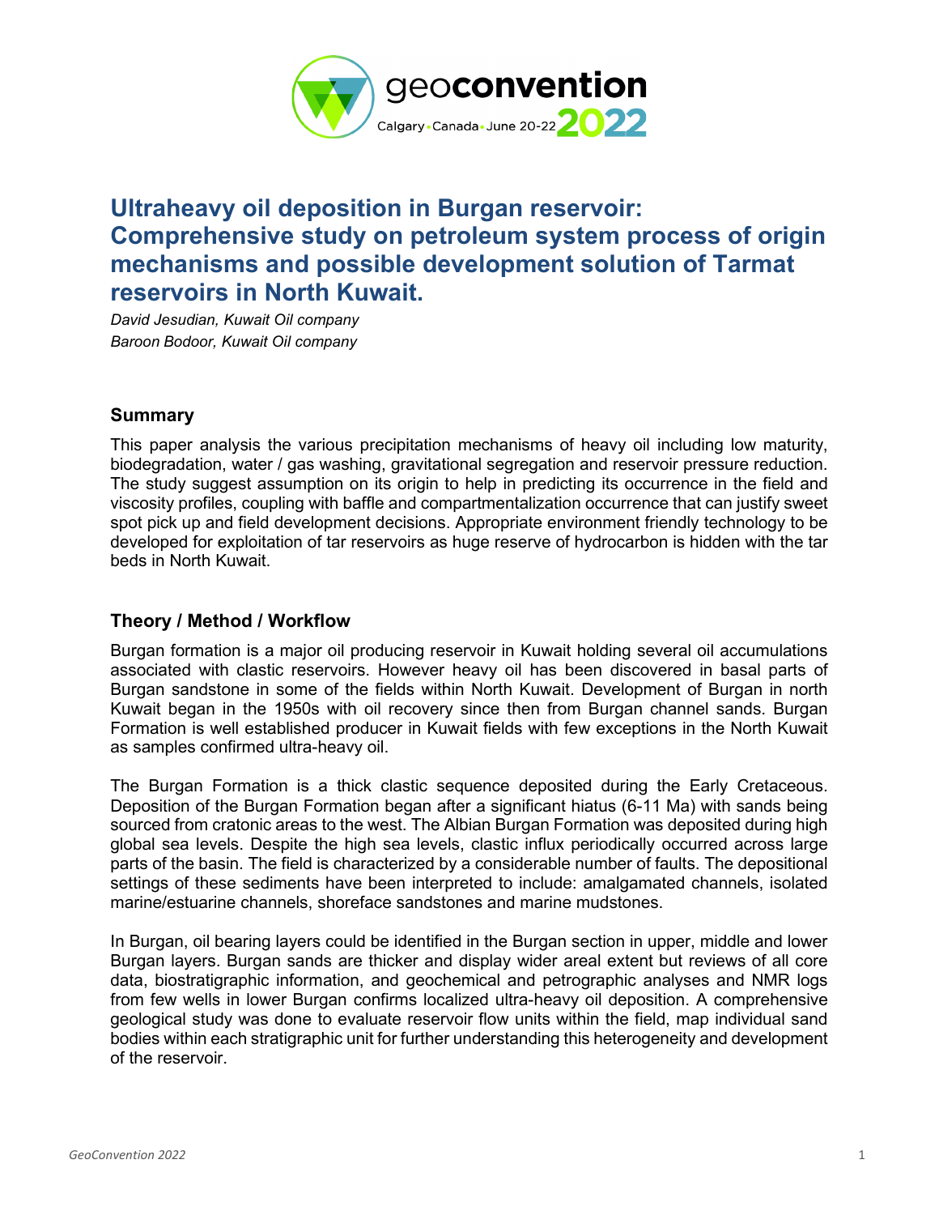# Ultraheavy oil deposition in Burgan reservoir: Comprehensive study on petroleum system process of origin mechanisms and possible development solution of Tarmat reservoirs in North Kuwait.

*David Jesudian, Kuwait Oil company*
*Baroon Bodoor, Kuwait Oil company*

## Summary

This paper analysis the various precipitation mechanisms of heavy oil including low maturity, biodegradation, water / gas washing, gravitational segregation and reservoir pressure reduction. The study suggest assumption on its origin to help in predicting its occurrence in the field and viscosity profiles, coupling with baffle and compartmentalization occurrence that can justify sweet spot pick up and field development decisions. Appropriate environment friendly technology to be developed for exploitation of tar reservoirs as huge reserve of hydrocarbon is hidden with the tar beds in North Kuwait.

## Theory / Method / Workflow

Burgan formation is a major oil producing reservoir in Kuwait holding several oil accumulations associated with clastic reservoirs. However heavy oil has been discovered in basal parts of Burgan sandstone in some of the fields within North Kuwait. Development of Burgan in north Kuwait began in the 1950s with oil recovery since then from Burgan channel sands. Burgan Formation is well established producer in Kuwait fields with few exceptions in the North Kuwait as samples confirmed ultra-heavy oil.

The Burgan Formation is a thick clastic sequence deposited during the Early Cretaceous. Deposition of the Burgan Formation began after a significant hiatus (6-11 Ma) with sands being sourced from cratonic areas to the west. The Albian Burgan Formation was deposited during high global sea levels. Despite the high sea levels, clastic influx periodically occurred across large parts of the basin. The field is characterized by a considerable number of faults. The depositional settings of these sediments have been interpreted to include: amalgamated channels, isolated marine/estuarine channels, shoreface sandstones and marine mudstones.

In Burgan, oil bearing layers could be identified in the Burgan section in upper, middle and lower Burgan layers. Burgan sands are thicker and display wider areal extent but reviews of all core data, biostratigraphic information, and geochemical and petrographic analyses and NMR logs from few wells in lower Burgan confirms localized ultra-heavy oil deposition. A comprehensive geological study was done to evaluate reservoir flow units within the field, map individual sand bodies within each stratigraphic unit for further understanding this heterogeneity and development of the reservoir.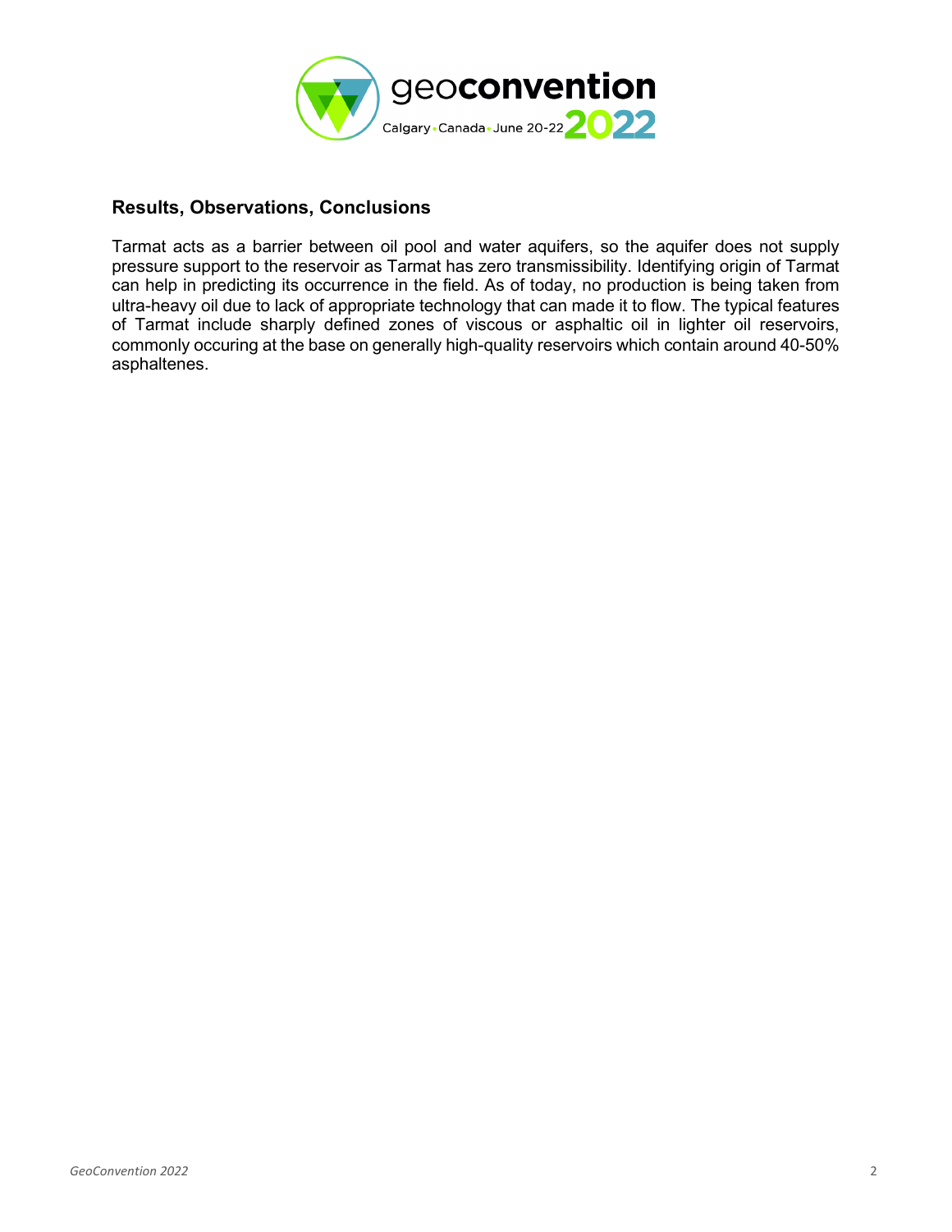## Results, Observations, Conclusions

Tarmat acts as a barrier between oil pool and water aquifers, so the aquifer does not supply pressure support to the reservoir as Tarmat has zero transmissibility. Identifying origin of Tarmat can help in predicting its occurrence in the field. As of today, no production is being taken from ultra-heavy oil due to lack of appropriate technology that can made it to flow. The typical features of Tarmat include sharply defined zones of viscous or asphaltic oil in lighter oil reservoirs, commonly occuring at the base on generally high-quality reservoirs which contain around 40-50% asphaltenes.